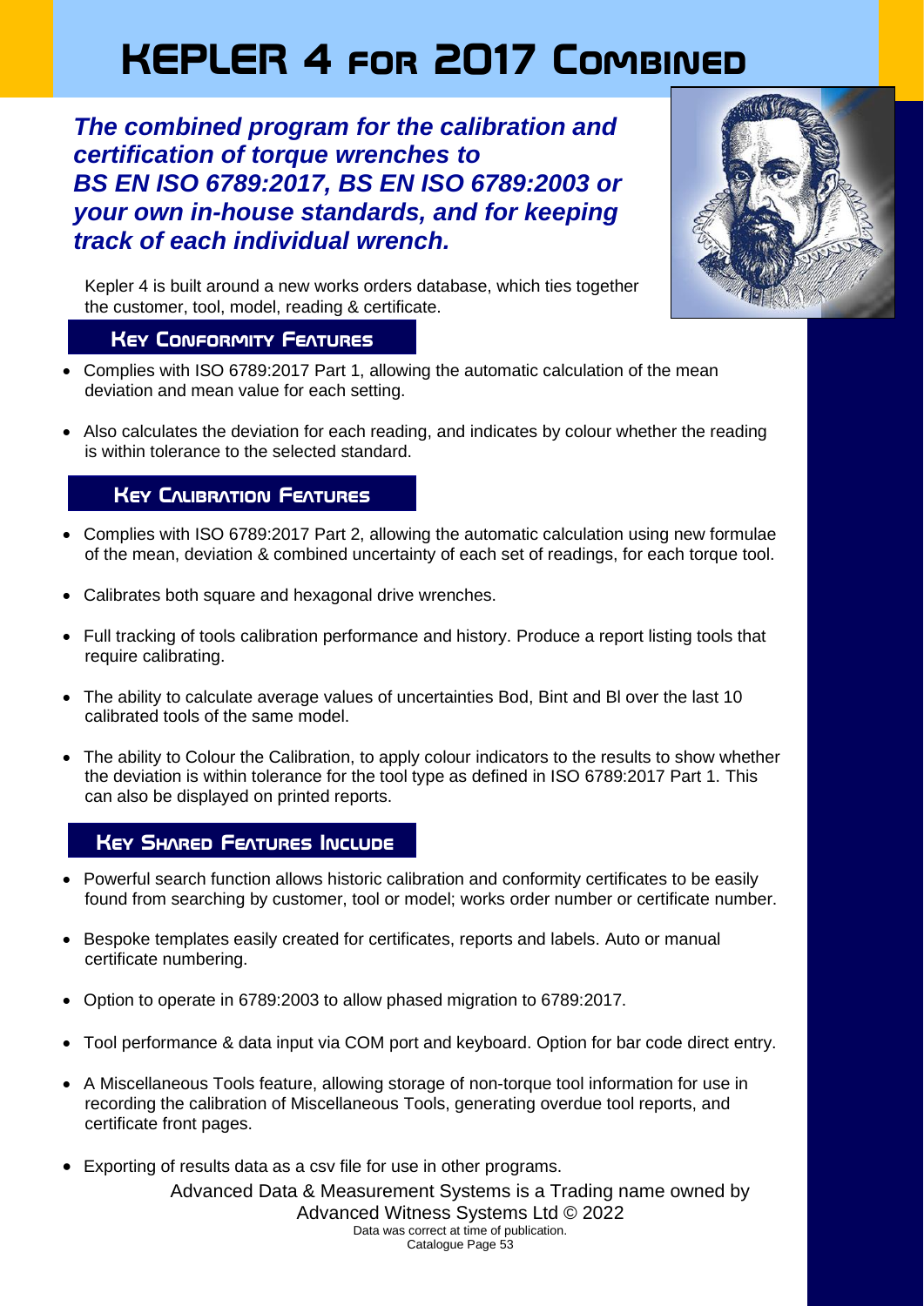# KEPLER 4 FOR 2017 COMBINED

***The combined program for the calibration and certification of torque wrenches to BS EN ISO 6789:2017, BS EN ISO 6789:2003 or your own in-house standards, and for keeping track of each individual wrench.***

Kepler 4 is built around a new works orders database, which ties together the customer, tool, model, reading & certificate.

## KEY CONFORMITY FEATURES

- Complies with ISO 6789:2017 Part 1, allowing the automatic calculation of the mean deviation and mean value for each setting.
- Also calculates the deviation for each reading, and indicates by colour whether the reading is within tolerance to the selected standard.

## KEY CALIBRATION FEATURES

- Complies with ISO 6789:2017 Part 2, allowing the automatic calculation using new formulae of the mean, deviation & combined uncertainty of each set of readings, for each torque tool.
- Calibrates both square and hexagonal drive wrenches.
- Full tracking of tools calibration performance and history. Produce a report listing tools that require calibrating.
- The ability to calculate average values of uncertainties Bod, Bint and Bl over the last 10 calibrated tools of the same model.
- The ability to Colour the Calibration, to apply colour indicators to the results to show whether the deviation is within tolerance for the tool type as defined in ISO 6789:2017 Part 1. This can also be displayed on printed reports.

## KEY SHARED FEATURES INCLUDE

- Powerful search function allows historic calibration and conformity certificates to be easily found from searching by customer, tool or model; works order number or certificate number.
- Bespoke templates easily created for certificates, reports and labels. Auto or manual certificate numbering.
- Option to operate in 6789:2003 to allow phased migration to 6789:2017.
- Tool performance & data input via COM port and keyboard. Option for bar code direct entry.
- A Miscellaneous Tools feature, allowing storage of non-torque tool information for use in recording the calibration of Miscellaneous Tools, generating overdue tool reports, and certificate front pages.
- Exporting of results data as a csv file for use in other programs.

Advanced Data & Measurement Systems is a Trading name owned by Advanced Witness Systems Ltd © 2022

Data was correct at time of publication.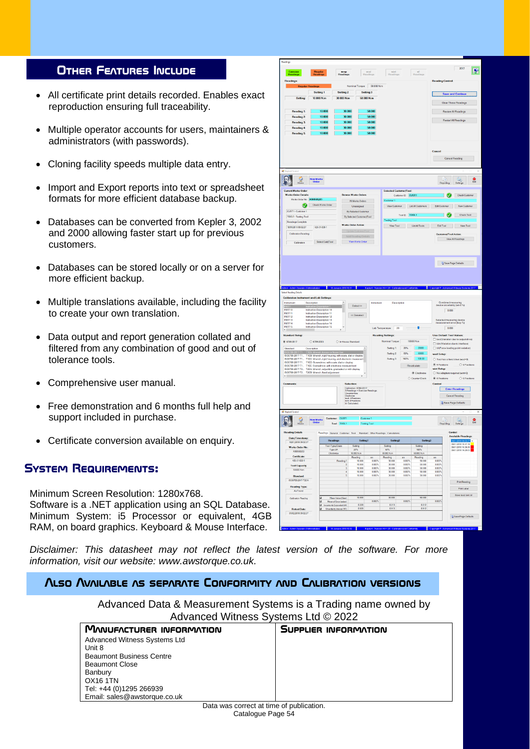## Other Features Include

- All certificate print details recorded. Enables exact reproduction ensuring full traceability.
- Multiple operator accounts for users, maintainers & administrators (with passwords).
- Cloning facility speeds multiple data entry.
- Import and Export reports into text or spreadsheet formats for more efficient database backup.
- Databases can be converted from Kepler 3, 2002 and 2000 allowing faster start up for previous customers.
- Databases can be stored locally or on a server for more efficient backup.
- Multiple translations available, including the facility to create your own translation.
- Data output and report generation collated and filtered from any combination of good and out of tolerance tools.
- Comprehensive user manual.
- Free demonstration and 6 months full help and support included in purchase.
- Certificate conversion available on enquiry.

## System Requirements:

Minimum Screen Resolution: 1280x768.
Software is a .NET application using an SQL Database.
Minimum System: i5 Processor or equivalent, 4GB RAM, on board graphics. Keyboard & Mouse Interface.

*Disclaimer: This datasheet may not reflect the latest version of the software. For more information, visit our website: www.awstorque.co.uk.*

## Also Available as separate Conformity and Calibration versions

Advanced Data & Measurement Systems is a Trading name owned by Advanced Witness Systems Ltd © 2022

| Manufacturer Information | Supplier Information |
|---|---|
| Advanced Witness Systems Ltd<br>Unit 8<br>Beaumont Business Centre<br>Beaumont Close<br>Banbury<br>OX16 1TN<br>Tel: +44 (0)1295 266939<br>Email: sales@awstorque.co.uk | |

Data was correct at time of publication.
Catalogue Page 54